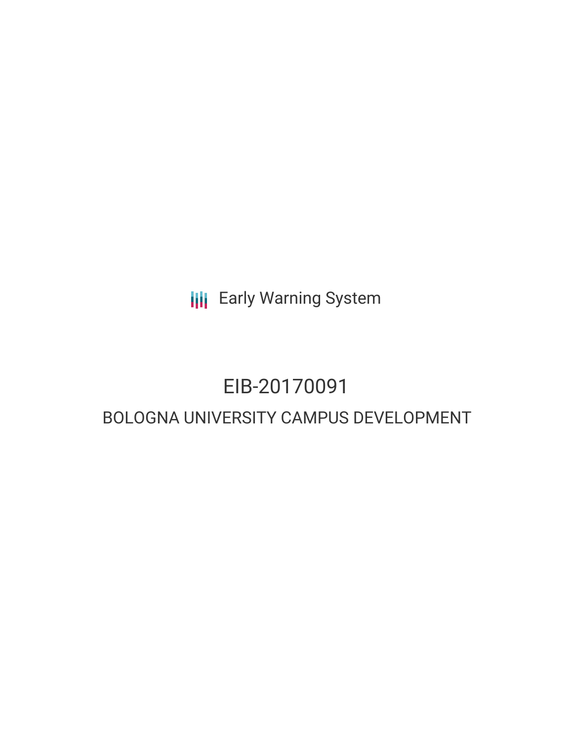Early Warning System

# EIB-20170091

## BOLOGNA UNIVERSITY CAMPUS DEVELOPMENT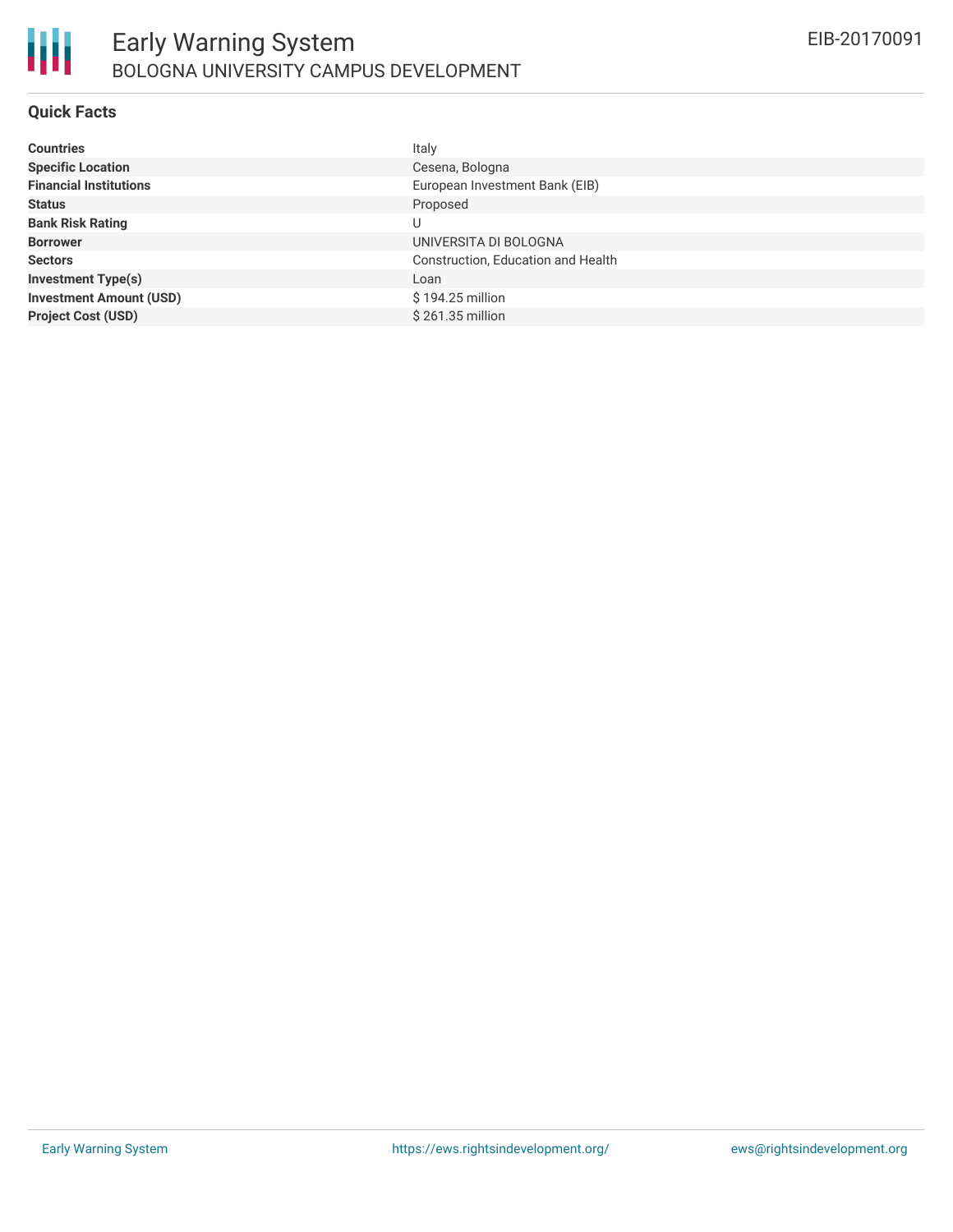# Early Warning System

BOLOGNA UNIVERSITY CAMPUS DEVELOPMENT

EIB-20170091

## Quick Facts

| | |
|---|---|
| **Countries** | Italy |
| **Specific Location** | Cesena, Bologna |
| **Financial Institutions** | European Investment Bank (EIB) |
| **Status** | Proposed |
| **Bank Risk Rating** | U |
| **Borrower** | UNIVERSITA DI BOLOGNA |
| **Sectors** | Construction, Education and Health |
| **Investment Type(s)** | Loan |
| **Investment Amount (USD)** | $ 194.25 million |
| **Project Cost (USD)** | $ 261.35 million |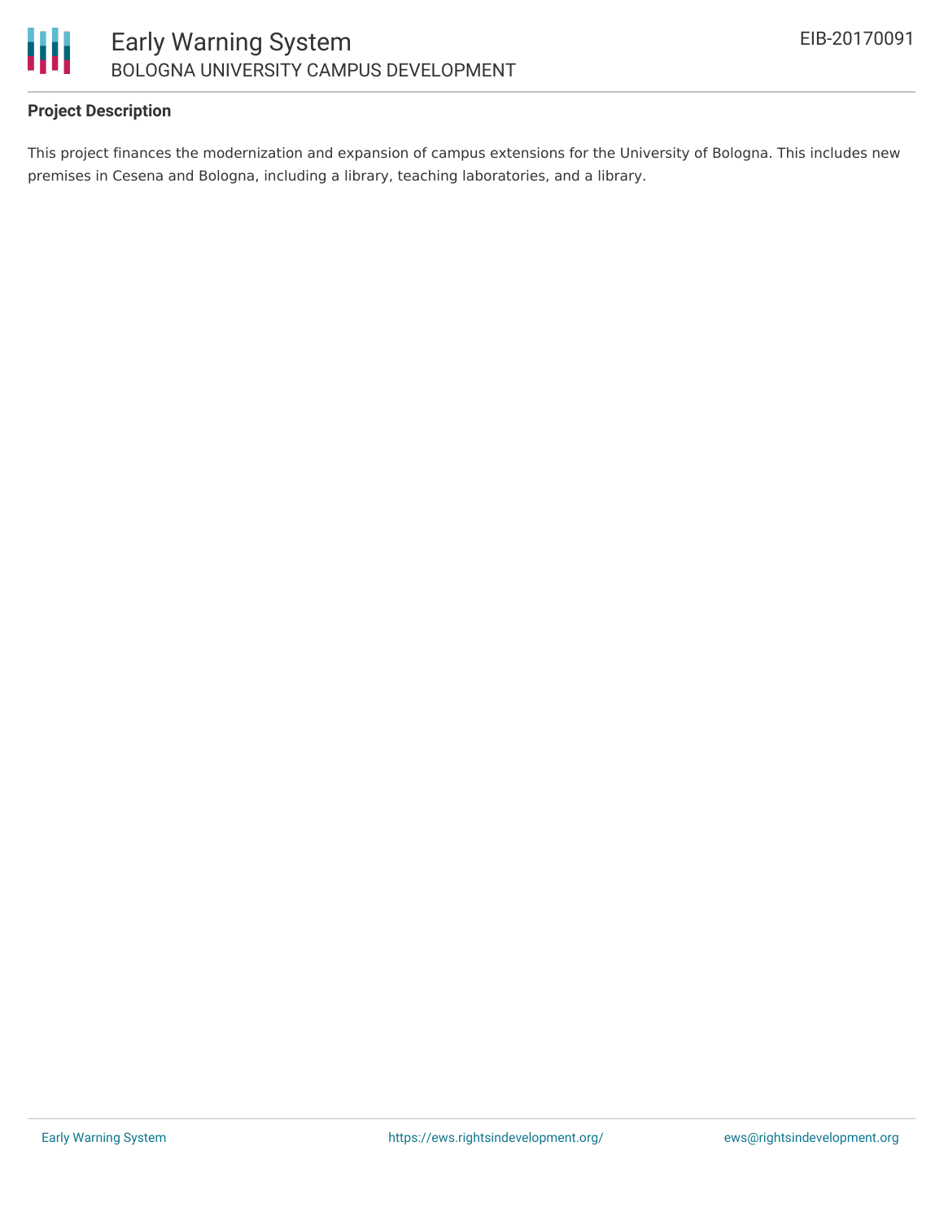**Project Description**

This project finances the modernization and expansion of campus extensions for the University of Bologna. This includes new premises in Cesena and Bologna, including a library, teaching laboratories, and a library.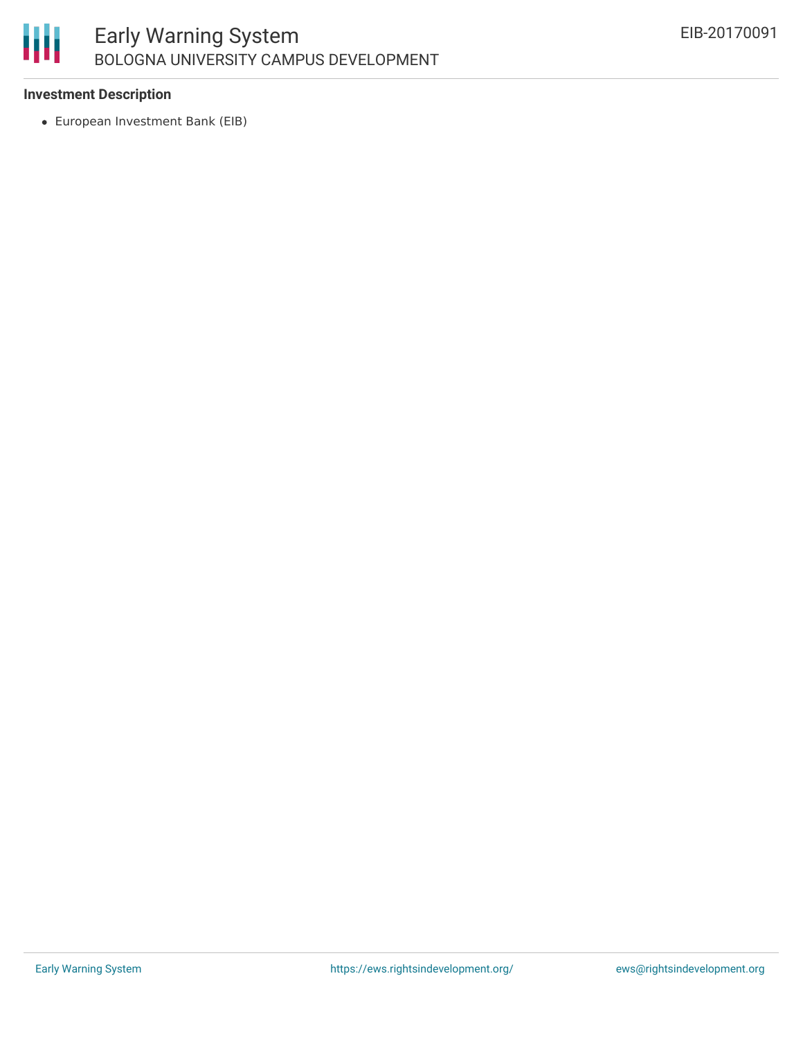### Investment Description

- European Investment Bank (EIB)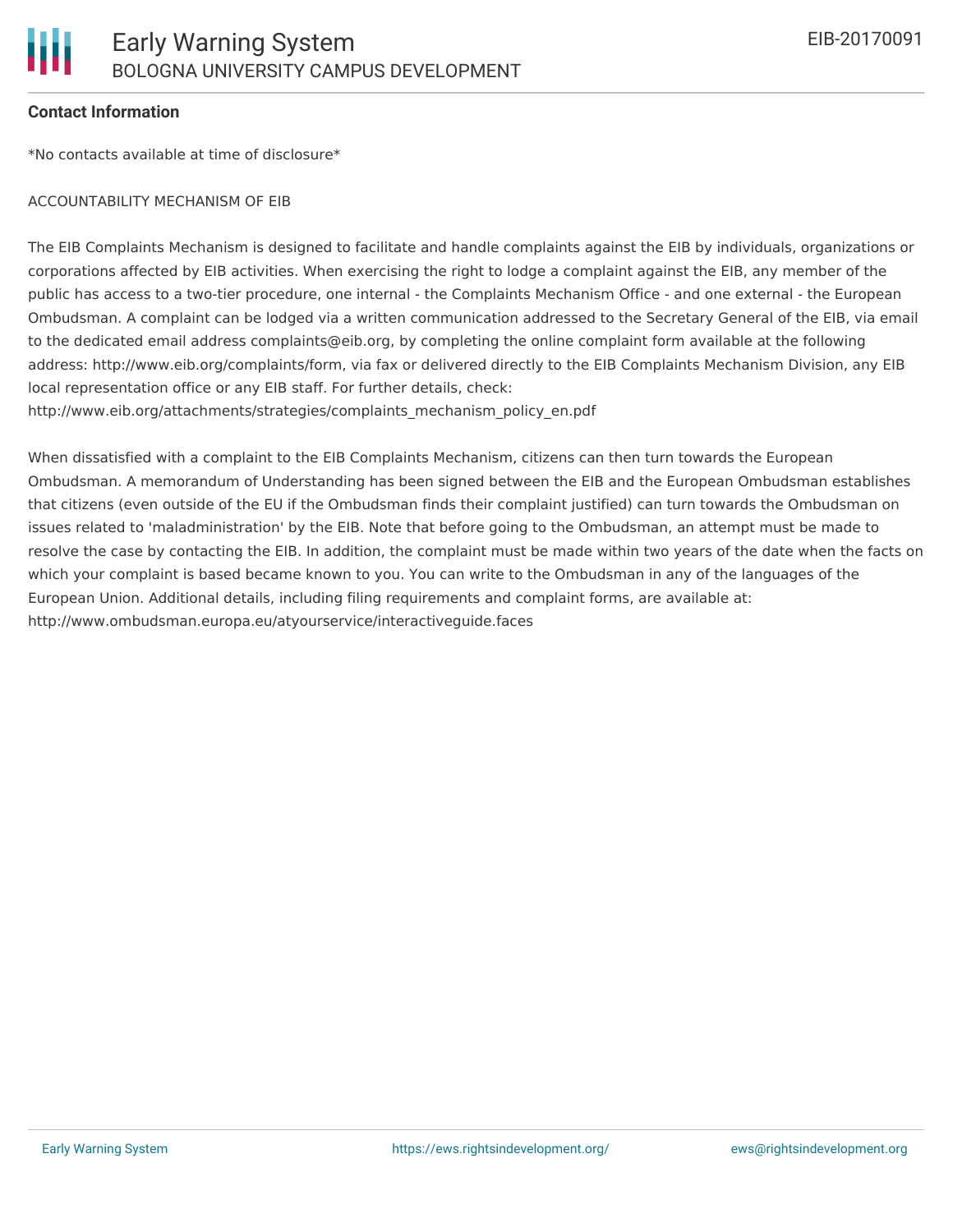**Contact Information**

*No contacts available at time of disclosure*

ACCOUNTABILITY MECHANISM OF EIB

The EIB Complaints Mechanism is designed to facilitate and handle complaints against the EIB by individuals, organizations or corporations affected by EIB activities. When exercising the right to lodge a complaint against the EIB, any member of the public has access to a two-tier procedure, one internal - the Complaints Mechanism Office - and one external - the European Ombudsman. A complaint can be lodged via a written communication addressed to the Secretary General of the EIB, via email to the dedicated email address complaints@eib.org, by completing the online complaint form available at the following address: http://www.eib.org/complaints/form, via fax or delivered directly to the EIB Complaints Mechanism Division, any EIB local representation office or any EIB staff. For further details, check: http://www.eib.org/attachments/strategies/complaints_mechanism_policy_en.pdf

When dissatisfied with a complaint to the EIB Complaints Mechanism, citizens can then turn towards the European Ombudsman. A memorandum of Understanding has been signed between the EIB and the European Ombudsman establishes that citizens (even outside of the EU if the Ombudsman finds their complaint justified) can turn towards the Ombudsman on issues related to 'maladministration' by the EIB. Note that before going to the Ombudsman, an attempt must be made to resolve the case by contacting the EIB. In addition, the complaint must be made within two years of the date when the facts on which your complaint is based became known to you. You can write to the Ombudsman in any of the languages of the European Union. Additional details, including filing requirements and complaint forms, are available at: http://www.ombudsman.europa.eu/atyourservice/interactiveguide.faces